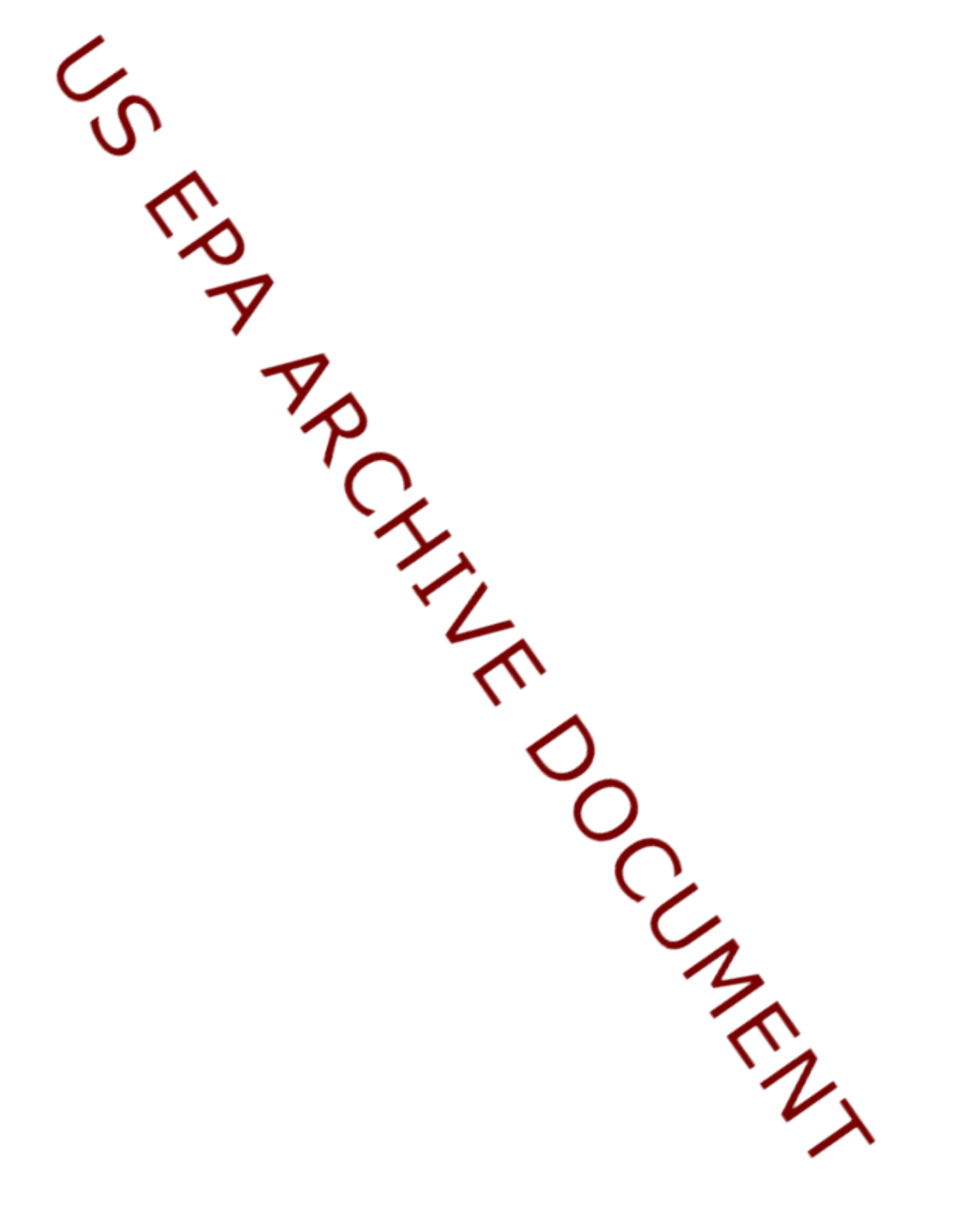US EPA ARCHIVE DOCUMENT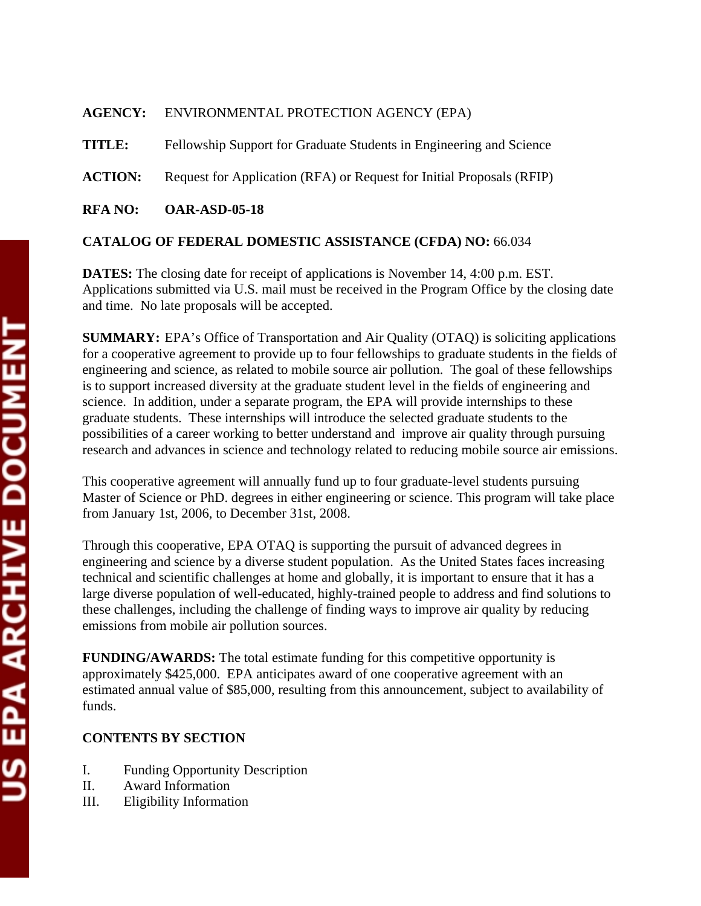**AGENCY:** ENVIRONMENTAL PROTECTION AGENCY (EPA)

**TITLE:** Fellowship Support for Graduate Students in Engineering and Science

**ACTION:** Request for Application (RFA) or Request for Initial Proposals (RFIP)

**RFA NO:** **OAR-ASD-05-18**

**CATALOG OF FEDERAL DOMESTIC ASSISTANCE (CFDA) NO:** 66.034

**DATES:** The closing date for receipt of applications is November 14, 4:00 p.m. EST. Applications submitted via U.S. mail must be received in the Program Office by the closing date and time. No late proposals will be accepted.

**SUMMARY:** EPA's Office of Transportation and Air Quality (OTAQ) is soliciting applications for a cooperative agreement to provide up to four fellowships to graduate students in the fields of engineering and science, as related to mobile source air pollution. The goal of these fellowships is to support increased diversity at the graduate student level in the fields of engineering and science. In addition, under a separate program, the EPA will provide internships to these graduate students. These internships will introduce the selected graduate students to the possibilities of a career working to better understand and improve air quality through pursuing research and advances in science and technology related to reducing mobile source air emissions.

This cooperative agreement will annually fund up to four graduate-level students pursuing Master of Science or PhD. degrees in either engineering or science. This program will take place from January 1st, 2006, to December 31st, 2008.

Through this cooperative, EPA OTAQ is supporting the pursuit of advanced degrees in engineering and science by a diverse student population. As the United States faces increasing technical and scientific challenges at home and globally, it is important to ensure that it has a large diverse population of well-educated, highly-trained people to address and find solutions to these challenges, including the challenge of finding ways to improve air quality by reducing emissions from mobile air pollution sources.

**FUNDING/AWARDS:** The total estimate funding for this competitive opportunity is approximately $425,000. EPA anticipates award of one cooperative agreement with an estimated annual value of $85,000, resulting from this announcement, subject to availability of funds.

**CONTENTS BY SECTION**

I. Funding Opportunity Description
II. Award Information
III. Eligibility Information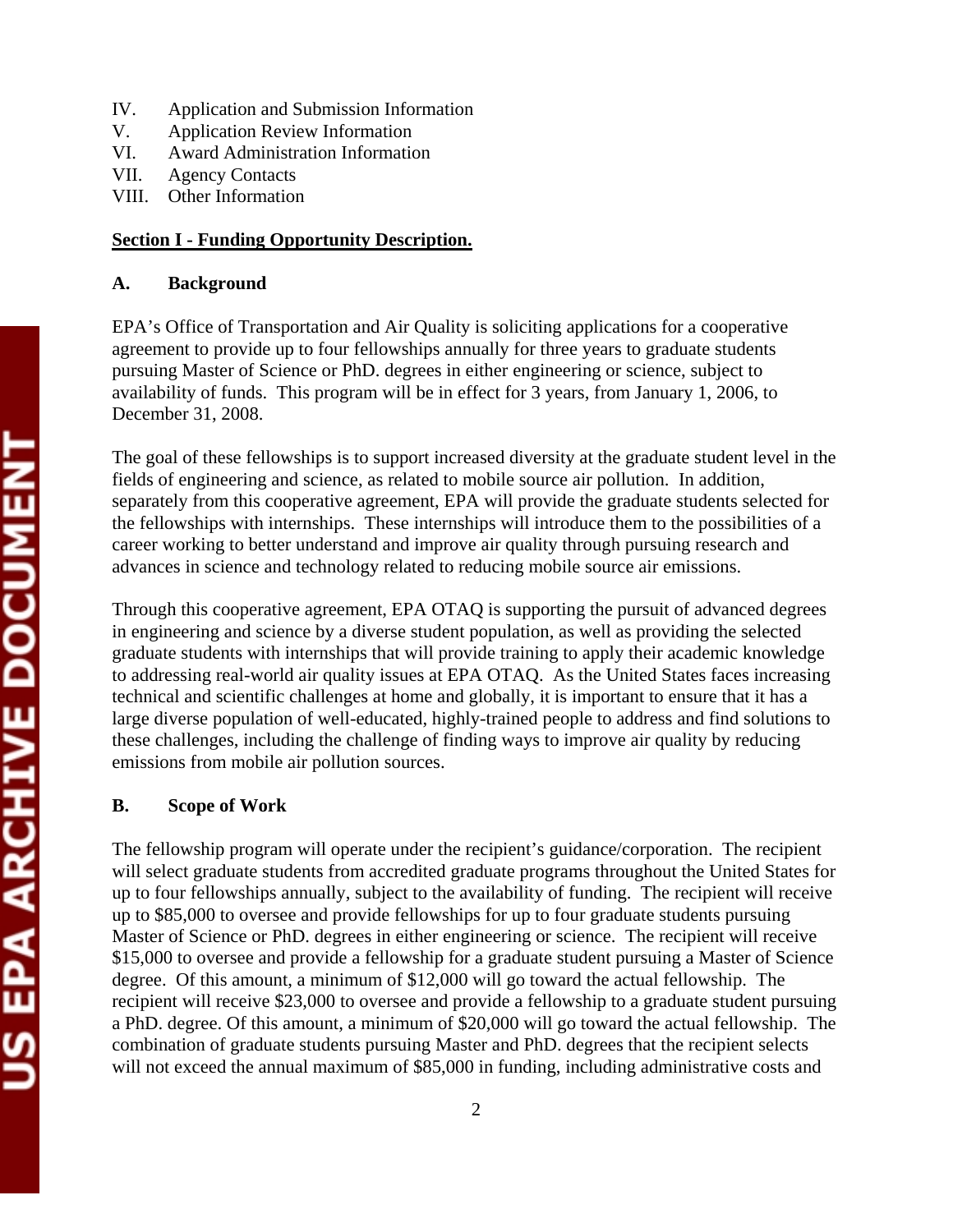IV. Application and Submission Information
V. Application Review Information
VI. Award Administration Information
VII. Agency Contacts
VIII. Other Information

## Section I - Funding Opportunity Description.

### A. Background

EPA's Office of Transportation and Air Quality is soliciting applications for a cooperative agreement to provide up to four fellowships annually for three years to graduate students pursuing Master of Science or PhD. degrees in either engineering or science, subject to availability of funds. This program will be in effect for 3 years, from January 1, 2006, to December 31, 2008.

The goal of these fellowships is to support increased diversity at the graduate student level in the fields of engineering and science, as related to mobile source air pollution. In addition, separately from this cooperative agreement, EPA will provide the graduate students selected for the fellowships with internships. These internships will introduce them to the possibilities of a career working to better understand and improve air quality through pursuing research and advances in science and technology related to reducing mobile source air emissions.

Through this cooperative agreement, EPA OTAQ is supporting the pursuit of advanced degrees in engineering and science by a diverse student population, as well as providing the selected graduate students with internships that will provide training to apply their academic knowledge to addressing real-world air quality issues at EPA OTAQ. As the United States faces increasing technical and scientific challenges at home and globally, it is important to ensure that it has a large diverse population of well-educated, highly-trained people to address and find solutions to these challenges, including the challenge of finding ways to improve air quality by reducing emissions from mobile air pollution sources.

### B. Scope of Work

The fellowship program will operate under the recipient's guidance/corporation. The recipient will select graduate students from accredited graduate programs throughout the United States for up to four fellowships annually, subject to the availability of funding. The recipient will receive up to $85,000 to oversee and provide fellowships for up to four graduate students pursuing Master of Science or PhD. degrees in either engineering or science. The recipient will receive $15,000 to oversee and provide a fellowship for a graduate student pursuing a Master of Science degree. Of this amount, a minimum of $12,000 will go toward the actual fellowship. The recipient will receive $23,000 to oversee and provide a fellowship to a graduate student pursuing a PhD. degree. Of this amount, a minimum of $20,000 will go toward the actual fellowship. The combination of graduate students pursuing Master and PhD. degrees that the recipient selects will not exceed the annual maximum of $85,000 in funding, including administrative costs and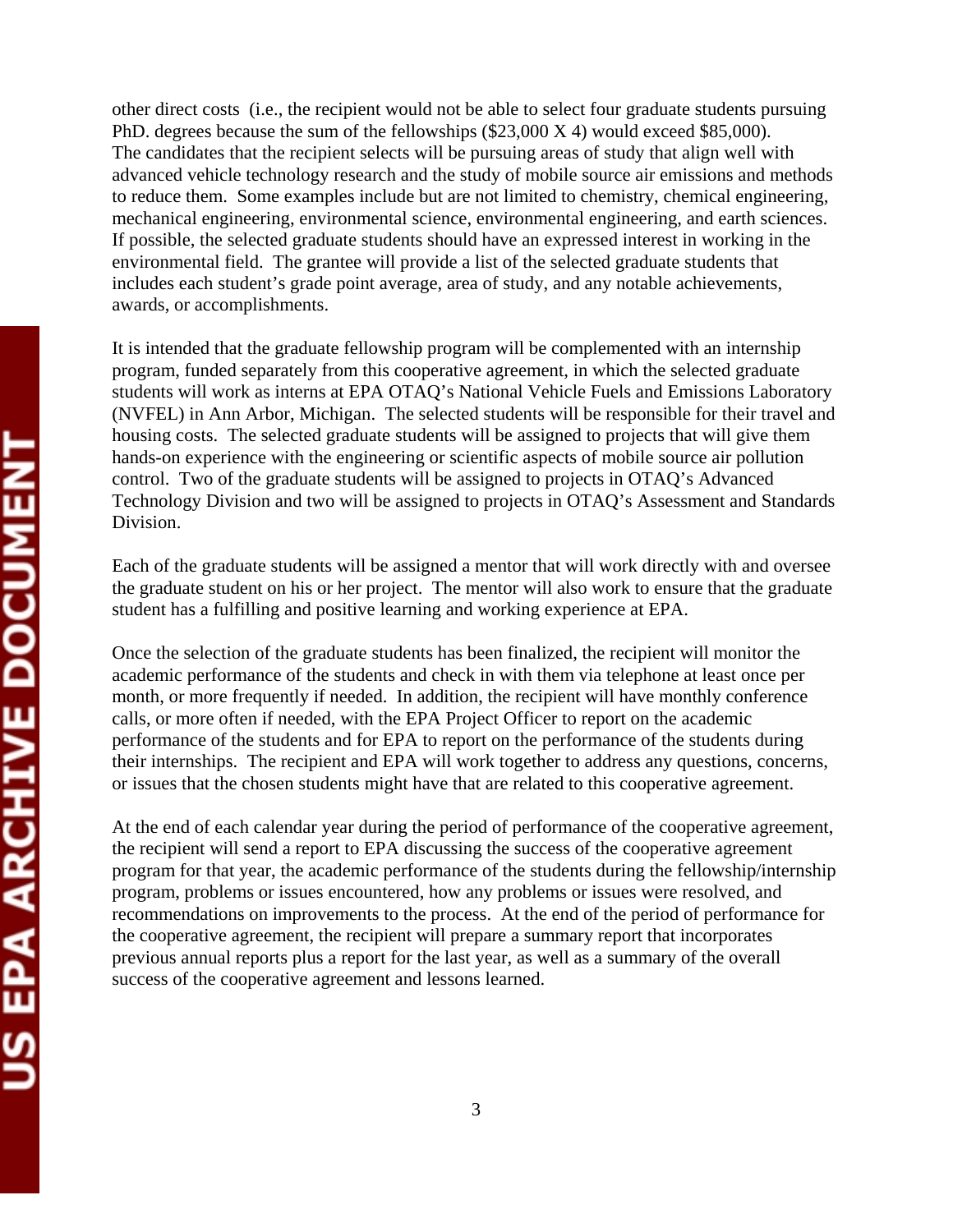other direct costs (i.e., the recipient would not be able to select four graduate students pursuing PhD. degrees because the sum of the fellowships ($23,000 X 4) would exceed $85,000). The candidates that the recipient selects will be pursuing areas of study that align well with advanced vehicle technology research and the study of mobile source air emissions and methods to reduce them. Some examples include but are not limited to chemistry, chemical engineering, mechanical engineering, environmental science, environmental engineering, and earth sciences. If possible, the selected graduate students should have an expressed interest in working in the environmental field. The grantee will provide a list of the selected graduate students that includes each student's grade point average, area of study, and any notable achievements, awards, or accomplishments.

It is intended that the graduate fellowship program will be complemented with an internship program, funded separately from this cooperative agreement, in which the selected graduate students will work as interns at EPA OTAQ's National Vehicle Fuels and Emissions Laboratory (NVFEL) in Ann Arbor, Michigan. The selected students will be responsible for their travel and housing costs. The selected graduate students will be assigned to projects that will give them hands-on experience with the engineering or scientific aspects of mobile source air pollution control. Two of the graduate students will be assigned to projects in OTAQ's Advanced Technology Division and two will be assigned to projects in OTAQ's Assessment and Standards Division.

Each of the graduate students will be assigned a mentor that will work directly with and oversee the graduate student on his or her project. The mentor will also work to ensure that the graduate student has a fulfilling and positive learning and working experience at EPA.

Once the selection of the graduate students has been finalized, the recipient will monitor the academic performance of the students and check in with them via telephone at least once per month, or more frequently if needed. In addition, the recipient will have monthly conference calls, or more often if needed, with the EPA Project Officer to report on the academic performance of the students and for EPA to report on the performance of the students during their internships. The recipient and EPA will work together to address any questions, concerns, or issues that the chosen students might have that are related to this cooperative agreement.

At the end of each calendar year during the period of performance of the cooperative agreement, the recipient will send a report to EPA discussing the success of the cooperative agreement program for that year, the academic performance of the students during the fellowship/internship program, problems or issues encountered, how any problems or issues were resolved, and recommendations on improvements to the process. At the end of the period of performance for the cooperative agreement, the recipient will prepare a summary report that incorporates previous annual reports plus a report for the last year, as well as a summary of the overall success of the cooperative agreement and lessons learned.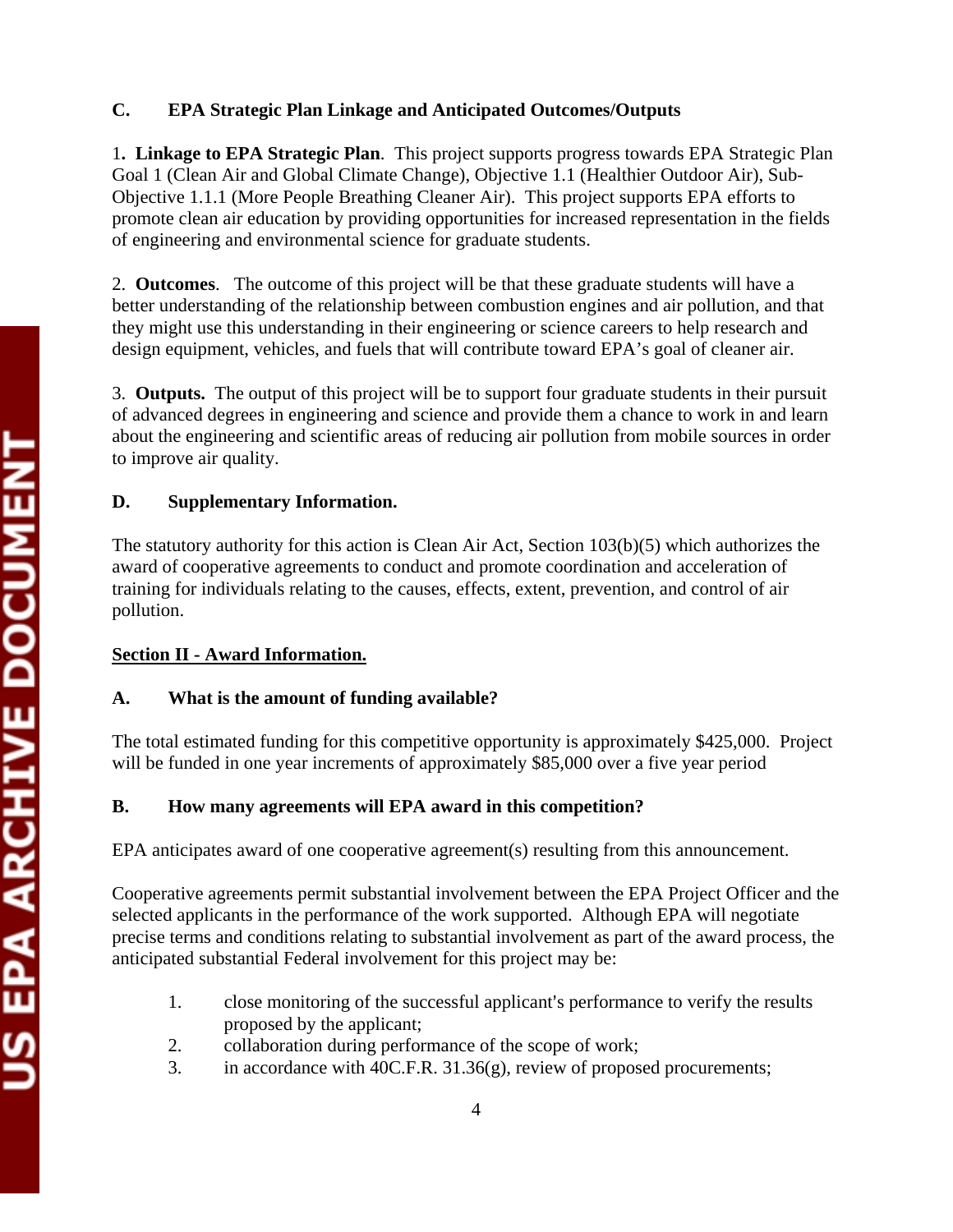### C. EPA Strategic Plan Linkage and Anticipated Outcomes/Outputs

1**. Linkage to EPA Strategic Plan**. This project supports progress towards EPA Strategic Plan Goal 1 (Clean Air and Global Climate Change), Objective 1.1 (Healthier Outdoor Air), Sub-Objective 1.1.1 (More People Breathing Cleaner Air). This project supports EPA efforts to promote clean air education by providing opportunities for increased representation in the fields of engineering and environmental science for graduate students.

2. **Outcomes**. The outcome of this project will be that these graduate students will have a better understanding of the relationship between combustion engines and air pollution, and that they might use this understanding in their engineering or science careers to help research and design equipment, vehicles, and fuels that will contribute toward EPA's goal of cleaner air.

3. **Outputs.** The output of this project will be to support four graduate students in their pursuit of advanced degrees in engineering and science and provide them a chance to work in and learn about the engineering and scientific areas of reducing air pollution from mobile sources in order to improve air quality.

### D. Supplementary Information.

The statutory authority for this action is Clean Air Act, Section 103(b)(5) which authorizes the award of cooperative agreements to conduct and promote coordination and acceleration of training for individuals relating to the causes, effects, extent, prevention, and control of air pollution.

## Section II - Award Information.

### A. What is the amount of funding available?

The total estimated funding for this competitive opportunity is approximately $425,000. Project will be funded in one year increments of approximately $85,000 over a five year period

### B. How many agreements will EPA award in this competition?

EPA anticipates award of one cooperative agreement(s) resulting from this announcement.

Cooperative agreements permit substantial involvement between the EPA Project Officer and the selected applicants in the performance of the work supported. Although EPA will negotiate precise terms and conditions relating to substantial involvement as part of the award process, the anticipated substantial Federal involvement for this project may be:

1. close monitoring of the successful applicant's performance to verify the results proposed by the applicant;
2. collaboration during performance of the scope of work;
3. in accordance with 40C.F.R. 31.36(g), review of proposed procurements;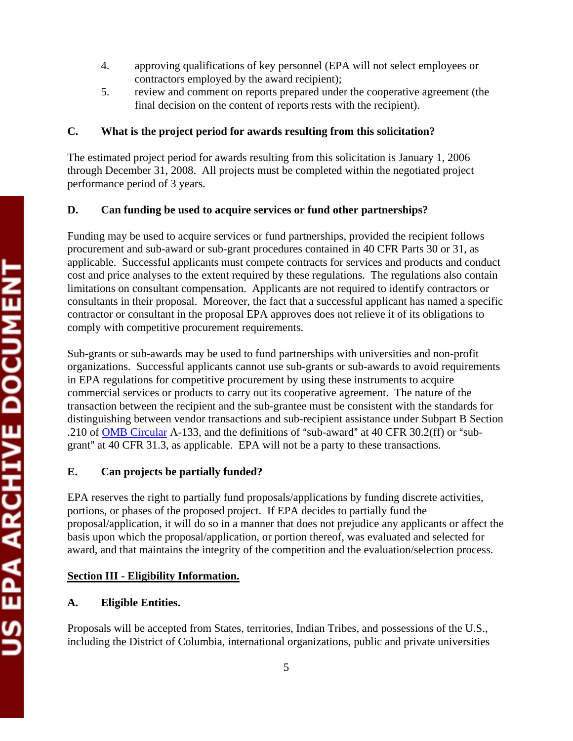4. approving qualifications of key personnel (EPA will not select employees or contractors employed by the award recipient);
5. review and comment on reports prepared under the cooperative agreement (the final decision on the content of reports rests with the recipient).

### C. What is the project period for awards resulting from this solicitation?

The estimated project period for awards resulting from this solicitation is January 1, 2006 through December 31, 2008. All projects must be completed within the negotiated project performance period of 3 years.

### D. Can funding be used to acquire services or fund other partnerships?

Funding may be used to acquire services or fund partnerships, provided the recipient follows procurement and sub-award or sub-grant procedures contained in 40 CFR Parts 30 or 31, as applicable. Successful applicants must compete contracts for services and products and conduct cost and price analyses to the extent required by these regulations. The regulations also contain limitations on consultant compensation. Applicants are not required to identify contractors or consultants in their proposal. Moreover, the fact that a successful applicant has named a specific contractor or consultant in the proposal EPA approves does not relieve it of its obligations to comply with competitive procurement requirements.

Sub-grants or sub-awards may be used to fund partnerships with universities and non-profit organizations. Successful applicants cannot use sub-grants or sub-awards to avoid requirements in EPA regulations for competitive procurement by using these instruments to acquire commercial services or products to carry out its cooperative agreement. The nature of the transaction between the recipient and the sub-grantee must be consistent with the standards for distinguishing between vendor transactions and sub-recipient assistance under Subpart B Section .210 of OMB Circular A-133, and the definitions of "sub-award" at 40 CFR 30.2(ff) or "sub-grant" at 40 CFR 31.3, as applicable. EPA will not be a party to these transactions.

### E. Can projects be partially funded?

EPA reserves the right to partially fund proposals/applications by funding discrete activities, portions, or phases of the proposed project. If EPA decides to partially fund the proposal/application, it will do so in a manner that does not prejudice any applicants or affect the basis upon which the proposal/application, or portion thereof, was evaluated and selected for award, and that maintains the integrity of the competition and the evaluation/selection process.

## Section III - Eligibility Information.

### A. Eligible Entities.

Proposals will be accepted from States, territories, Indian Tribes, and possessions of the U.S., including the District of Columbia, international organizations, public and private universities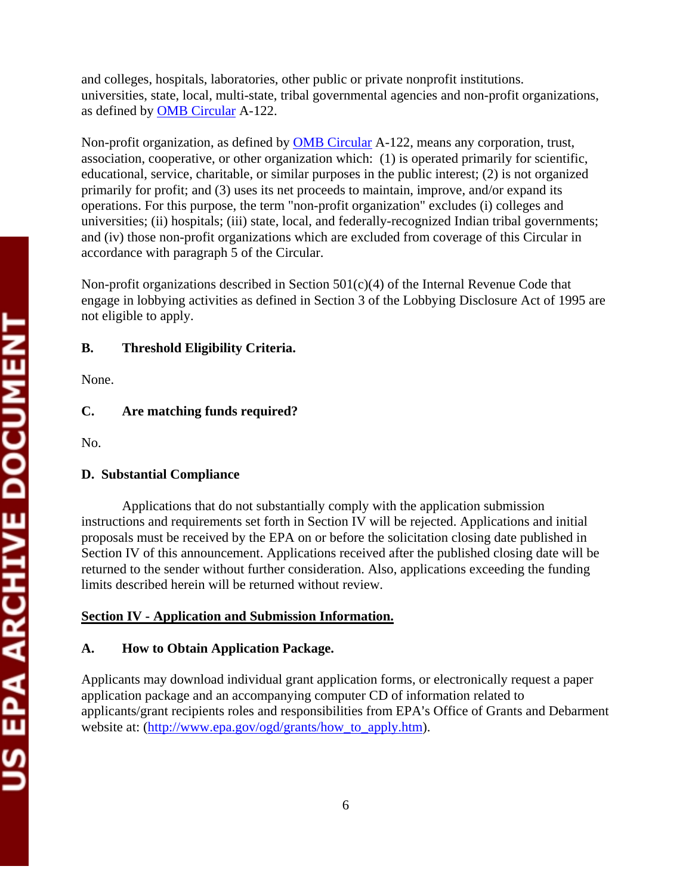and colleges, hospitals, laboratories, other public or private nonprofit institutions. universities, state, local, multi-state, tribal governmental agencies and non-profit organizations, as defined by [OMB Circular](#) A-122.

Non-profit organization, as defined by [OMB Circular](#) A-122, means any corporation, trust, association, cooperative, or other organization which: (1) is operated primarily for scientific, educational, service, charitable, or similar purposes in the public interest; (2) is not organized primarily for profit; and (3) uses its net proceeds to maintain, improve, and/or expand its operations. For this purpose, the term "non-profit organization" excludes (i) colleges and universities; (ii) hospitals; (iii) state, local, and federally-recognized Indian tribal governments; and (iv) those non-profit organizations which are excluded from coverage of this Circular in accordance with paragraph 5 of the Circular.

Non-profit organizations described in Section 501(c)(4) of the Internal Revenue Code that engage in lobbying activities as defined in Section 3 of the Lobbying Disclosure Act of 1995 are not eligible to apply.

**B. Threshold Eligibility Criteria.**

None.

**C. Are matching funds required?**

No.

**D. Substantial Compliance**

Applications that do not substantially comply with the application submission instructions and requirements set forth in Section IV will be rejected. Applications and initial proposals must be received by the EPA on or before the solicitation closing date published in Section IV of this announcement. Applications received after the published closing date will be returned to the sender without further consideration. Also, applications exceeding the funding limits described herein will be returned without review.

## Section IV - Application and Submission Information.

**A. How to Obtain Application Package.**

Applicants may download individual grant application forms, or electronically request a paper application package and an accompanying computer CD of information related to applicants/grant recipients roles and responsibilities from EPA's Office of Grants and Debarment website at: ([http://www.epa.gov/ogd/grants/how_to_apply.htm](http://www.epa.gov/ogd/grants/how_to_apply.htm)).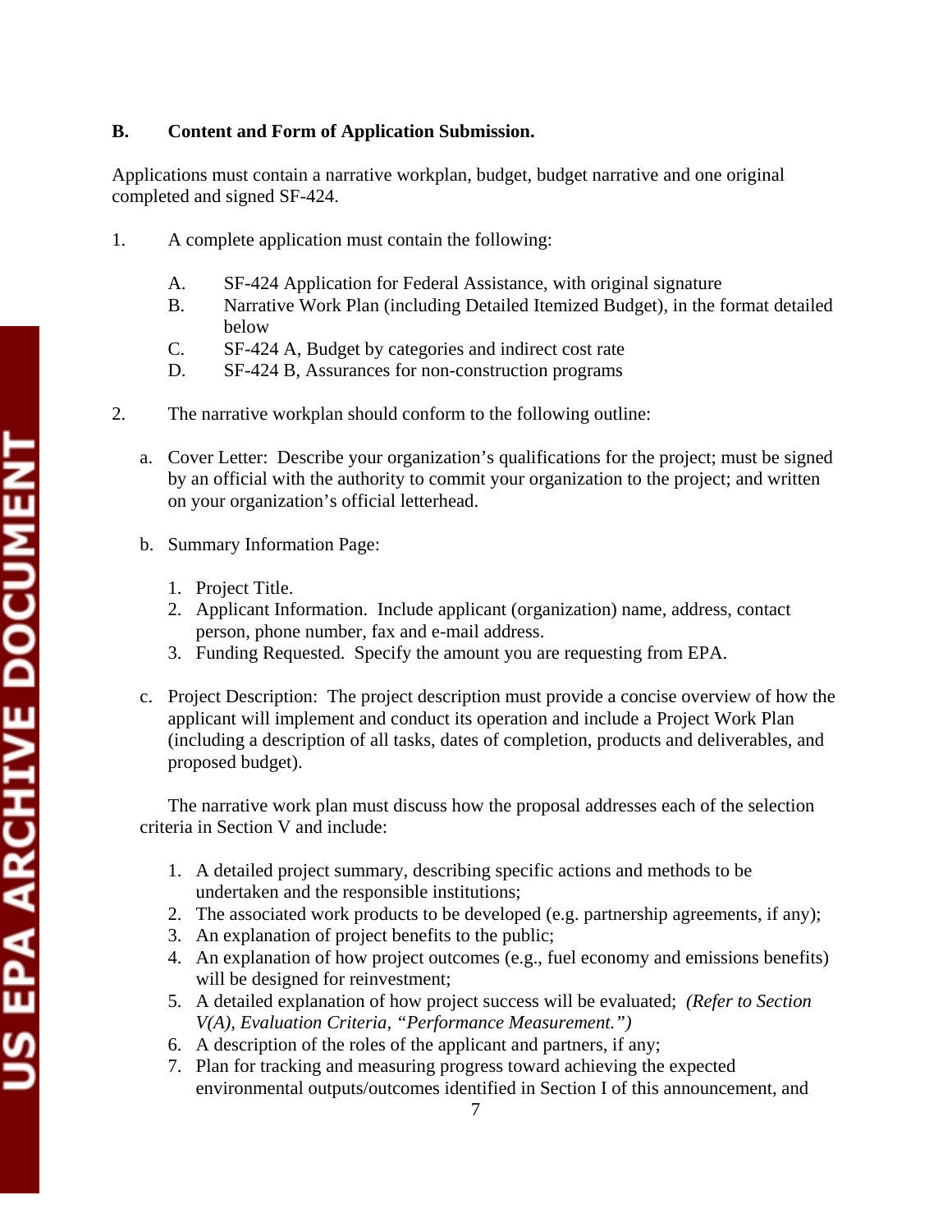### B. Content and Form of Application Submission.

Applications must contain a narrative workplan, budget, budget narrative and one original completed and signed SF-424.

1. A complete application must contain the following:

   A. SF-424 Application for Federal Assistance, with original signature
   B. Narrative Work Plan (including Detailed Itemized Budget), in the format detailed below
   C. SF-424 A, Budget by categories and indirect cost rate
   D. SF-424 B, Assurances for non-construction programs

2. The narrative workplan should conform to the following outline:

   a. Cover Letter: Describe your organization's qualifications for the project; must be signed by an official with the authority to commit your organization to the project; and written on your organization's official letterhead.

   b. Summary Information Page:

      1. Project Title.
      2. Applicant Information. Include applicant (organization) name, address, contact person, phone number, fax and e-mail address.
      3. Funding Requested. Specify the amount you are requesting from EPA.

   c. Project Description: The project description must provide a concise overview of how the applicant will implement and conduct its operation and include a Project Work Plan (including a description of all tasks, dates of completion, products and deliverables, and proposed budget).

   The narrative work plan must discuss how the proposal addresses each of the selection criteria in Section V and include:

      1. A detailed project summary, describing specific actions and methods to be undertaken and the responsible institutions;
      2. The associated work products to be developed (e.g. partnership agreements, if any);
      3. An explanation of project benefits to the public;
      4. An explanation of how project outcomes (e.g., fuel economy and emissions benefits) will be designed for reinvestment;
      5. A detailed explanation of how project success will be evaluated; *(Refer to Section V(A), Evaluation Criteria, "Performance Measurement.")*
      6. A description of the roles of the applicant and partners, if any;
      7. Plan for tracking and measuring progress toward achieving the expected environmental outputs/outcomes identified in Section I of this announcement, and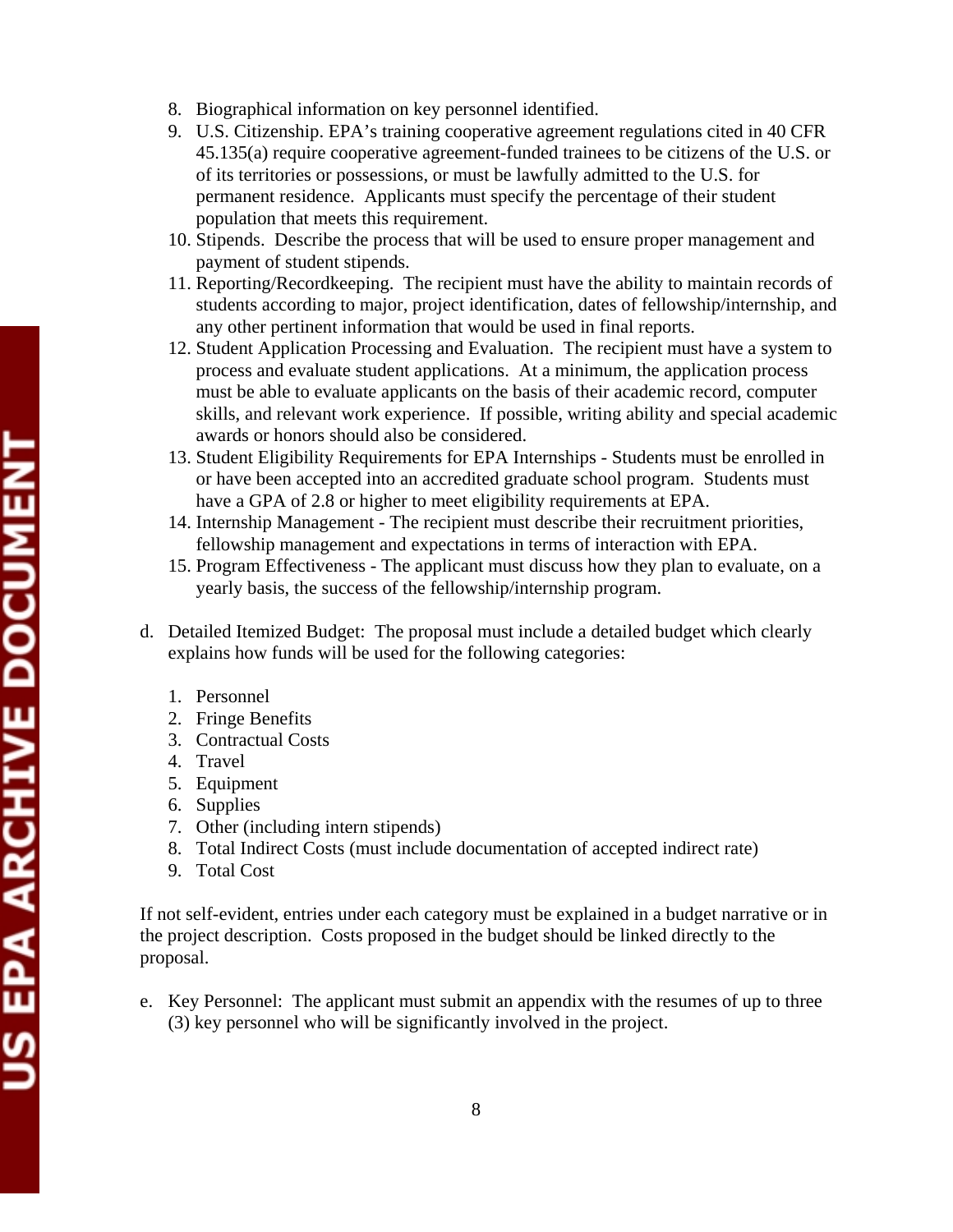8. Biographical information on key personnel identified.
9. U.S. Citizenship. EPA's training cooperative agreement regulations cited in 40 CFR 45.135(a) require cooperative agreement-funded trainees to be citizens of the U.S. or of its territories or possessions, or must be lawfully admitted to the U.S. for permanent residence. Applicants must specify the percentage of their student population that meets this requirement.
10. Stipends. Describe the process that will be used to ensure proper management and payment of student stipends.
11. Reporting/Recordkeeping. The recipient must have the ability to maintain records of students according to major, project identification, dates of fellowship/internship, and any other pertinent information that would be used in final reports.
12. Student Application Processing and Evaluation. The recipient must have a system to process and evaluate student applications. At a minimum, the application process must be able to evaluate applicants on the basis of their academic record, computer skills, and relevant work experience. If possible, writing ability and special academic awards or honors should also be considered.
13. Student Eligibility Requirements for EPA Internships - Students must be enrolled in or have been accepted into an accredited graduate school program. Students must have a GPA of 2.8 or higher to meet eligibility requirements at EPA.
14. Internship Management - The recipient must describe their recruitment priorities, fellowship management and expectations in terms of interaction with EPA.
15. Program Effectiveness - The applicant must discuss how they plan to evaluate, on a yearly basis, the success of the fellowship/internship program.

d. Detailed Itemized Budget: The proposal must include a detailed budget which clearly explains how funds will be used for the following categories:

   1. Personnel
   2. Fringe Benefits
   3. Contractual Costs
   4. Travel
   5. Equipment
   6. Supplies
   7. Other (including intern stipends)
   8. Total Indirect Costs (must include documentation of accepted indirect rate)
   9. Total Cost

If not self-evident, entries under each category must be explained in a budget narrative or in the project description. Costs proposed in the budget should be linked directly to the proposal.

e. Key Personnel: The applicant must submit an appendix with the resumes of up to three (3) key personnel who will be significantly involved in the project.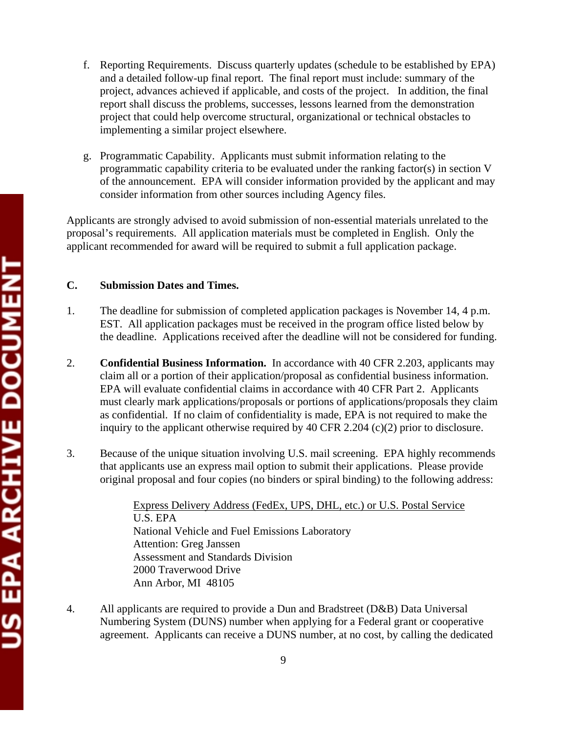f. Reporting Requirements. Discuss quarterly updates (schedule to be established by EPA) and a detailed follow-up final report. The final report must include: summary of the project, advances achieved if applicable, and costs of the project. In addition, the final report shall discuss the problems, successes, lessons learned from the demonstration project that could help overcome structural, organizational or technical obstacles to implementing a similar project elsewhere.

g. Programmatic Capability. Applicants must submit information relating to the programmatic capability criteria to be evaluated under the ranking factor(s) in section V of the announcement. EPA will consider information provided by the applicant and may consider information from other sources including Agency files.

Applicants are strongly advised to avoid submission of non-essential materials unrelated to the proposal's requirements. All application materials must be completed in English. Only the applicant recommended for award will be required to submit a full application package.

**C. Submission Dates and Times.**

1. The deadline for submission of completed application packages is November 14, 4 p.m. EST. All application packages must be received in the program office listed below by the deadline. Applications received after the deadline will not be considered for funding.

2. **Confidential Business Information.** In accordance with 40 CFR 2.203, applicants may claim all or a portion of their application/proposal as confidential business information. EPA will evaluate confidential claims in accordance with 40 CFR Part 2. Applicants must clearly mark applications/proposals or portions of applications/proposals they claim as confidential. If no claim of confidentiality is made, EPA is not required to make the inquiry to the applicant otherwise required by 40 CFR 2.204 (c)(2) prior to disclosure.

3. Because of the unique situation involving U.S. mail screening. EPA highly recommends that applicants use an express mail option to submit their applications. Please provide original proposal and four copies (no binders or spiral binding) to the following address:

   <u>Express Delivery Address (FedEx, UPS, DHL, etc.) or U.S. Postal Service</u>
   U.S. EPA
   National Vehicle and Fuel Emissions Laboratory
   Attention: Greg Janssen
   Assessment and Standards Division
   2000 Traverwood Drive
   Ann Arbor, MI 48105

4. All applicants are required to provide a Dun and Bradstreet (D&B) Data Universal Numbering System (DUNS) number when applying for a Federal grant or cooperative agreement. Applicants can receive a DUNS number, at no cost, by calling the dedicated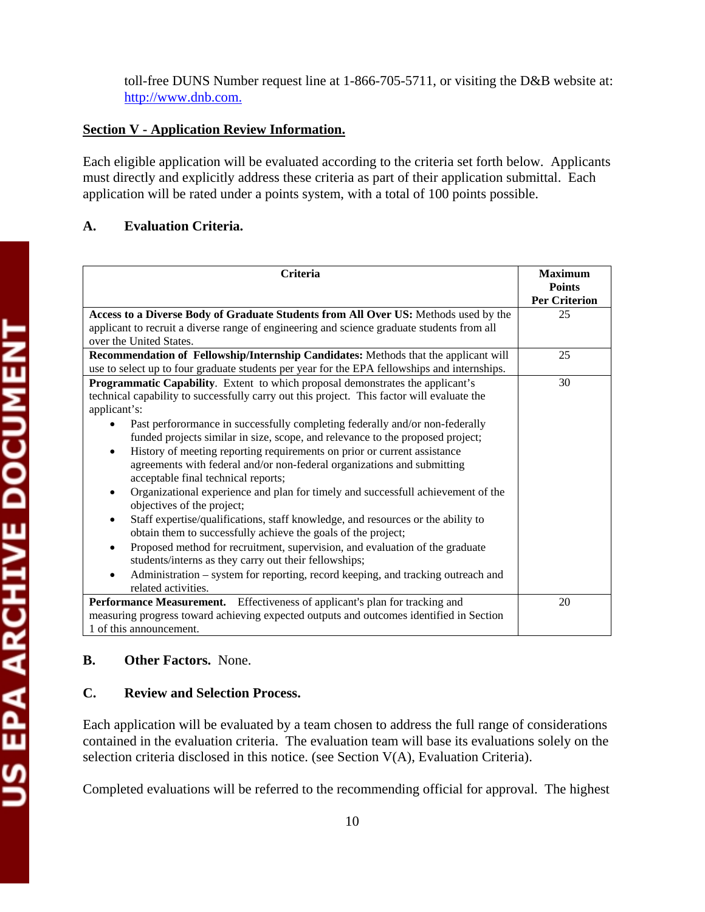toll-free DUNS Number request line at 1-866-705-5711, or visiting the D&B website at: http://www.dnb.com.

## Section V - Application Review Information.

Each eligible application will be evaluated according to the criteria set forth below. Applicants must directly and explicitly address these criteria as part of their application submittal. Each application will be rated under a points system, with a total of 100 points possible.

### A. Evaluation Criteria.

| Criteria | Maximum Points Per Criterion |
|---|---|
| **Access to a Diverse Body of Graduate Students from All Over US:** Methods used by the applicant to recruit a diverse range of engineering and science graduate students from all over the United States. | 25 |
| **Recommendation of Fellowship/Internship Candidates:** Methods that the applicant will use to select up to four graduate students per year for the EPA fellowships and internships. | 25 |
| **Programmatic Capability**. Extent to which proposal demonstrates the applicant's technical capability to successfully carry out this project. This factor will evaluate the applicant's:<br>• Past perforormance in successfully completing federally and/or non-federally funded projects similar in size, scope, and relevance to the proposed project;<br>• History of meeting reporting requirements on prior or current assistance agreements with federal and/or non-federal organizations and submitting acceptable final technical reports;<br>• Organizational experience and plan for timely and successfull achievement of the objectives of the project;<br>• Staff expertise/qualifications, staff knowledge, and resources or the ability to obtain them to successfully achieve the goals of the project;<br>• Proposed method for recruitment, supervision, and evaluation of the graduate students/interns as they carry out their fellowships;<br>• Administration – system for reporting, record keeping, and tracking outreach and related activities. | 30 |
| **Performance Measurement.** Effectiveness of applicant's plan for tracking and measuring progress toward achieving expected outputs and outcomes identified in Section 1 of this announcement. | 20 |

### B. Other Factors. None.

### C. Review and Selection Process.

Each application will be evaluated by a team chosen to address the full range of considerations contained in the evaluation criteria. The evaluation team will base its evaluations solely on the selection criteria disclosed in this notice. (see Section V(A), Evaluation Criteria).

Completed evaluations will be referred to the recommending official for approval. The highest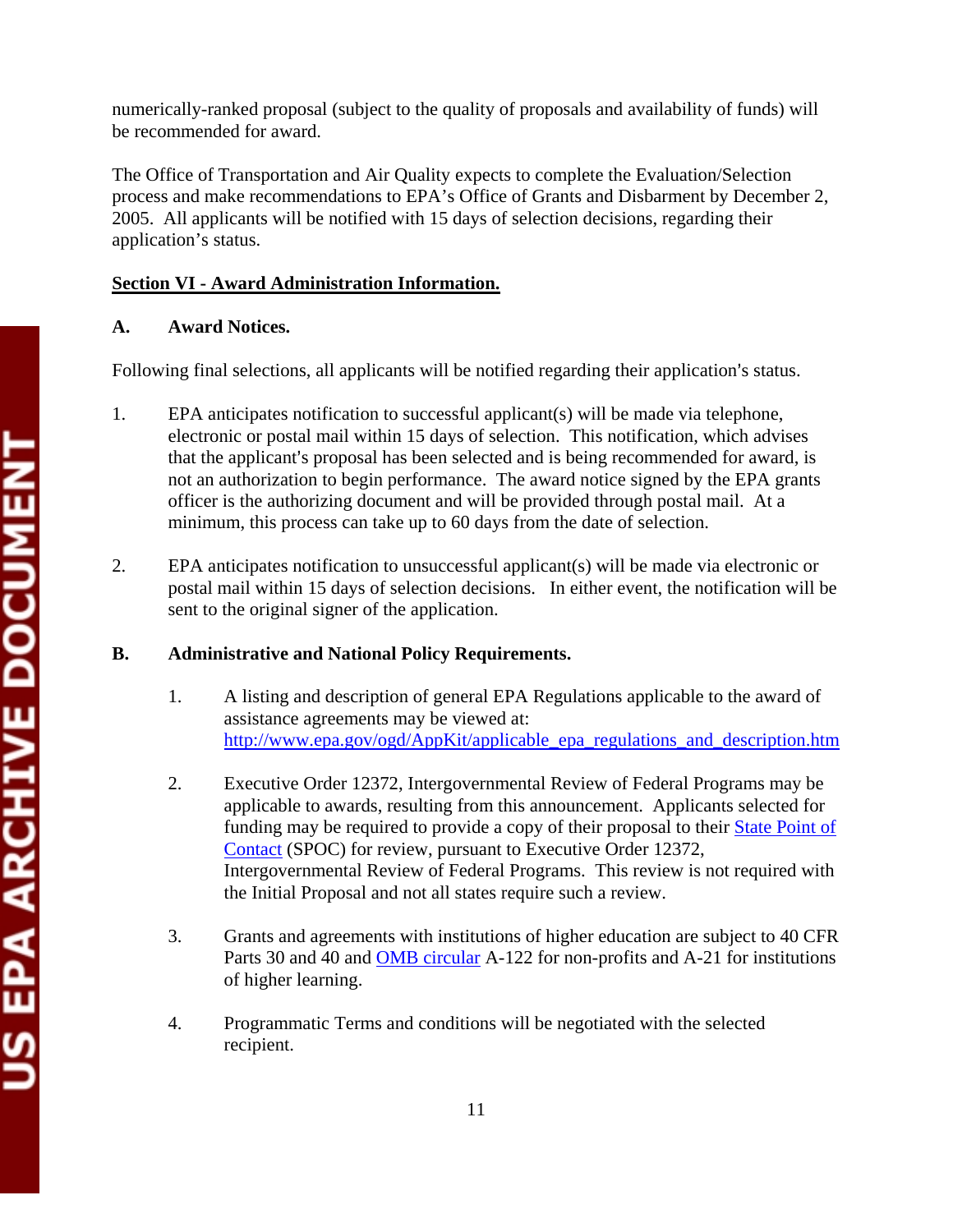numerically-ranked proposal (subject to the quality of proposals and availability of funds) will be recommended for award.

The Office of Transportation and Air Quality expects to complete the Evaluation/Selection process and make recommendations to EPA's Office of Grants and Disbarment by December 2, 2005. All applicants will be notified with 15 days of selection decisions, regarding their application's status.

## Section VI - Award Administration Information.

### A. Award Notices.

Following final selections, all applicants will be notified regarding their application's status.

1. EPA anticipates notification to successful applicant(s) will be made via telephone, electronic or postal mail within 15 days of selection. This notification, which advises that the applicant's proposal has been selected and is being recommended for award, is not an authorization to begin performance. The award notice signed by the EPA grants officer is the authorizing document and will be provided through postal mail. At a minimum, this process can take up to 60 days from the date of selection.

2. EPA anticipates notification to unsuccessful applicant(s) will be made via electronic or postal mail within 15 days of selection decisions. In either event, the notification will be sent to the original signer of the application.

### B. Administrative and National Policy Requirements.

1. A listing and description of general EPA Regulations applicable to the award of assistance agreements may be viewed at: http://www.epa.gov/ogd/AppKit/applicable_epa_regulations_and_description.htm

2. Executive Order 12372, Intergovernmental Review of Federal Programs may be applicable to awards, resulting from this announcement. Applicants selected for funding may be required to provide a copy of their proposal to their State Point of Contact (SPOC) for review, pursuant to Executive Order 12372, Intergovernmental Review of Federal Programs. This review is not required with the Initial Proposal and not all states require such a review.

3. Grants and agreements with institutions of higher education are subject to 40 CFR Parts 30 and 40 and OMB circular A-122 for non-profits and A-21 for institutions of higher learning.

4. Programmatic Terms and conditions will be negotiated with the selected recipient.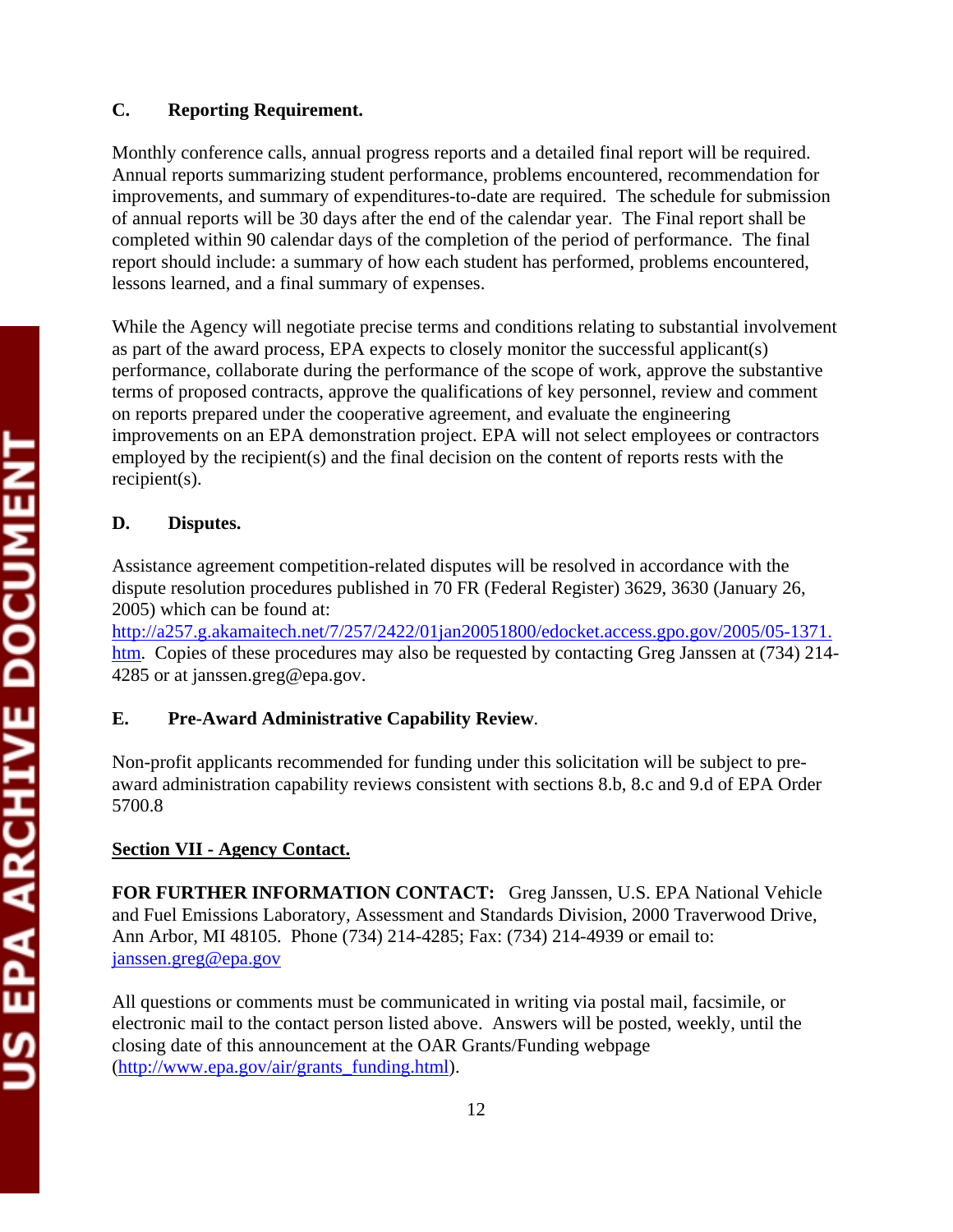### C. Reporting Requirement.

Monthly conference calls, annual progress reports and a detailed final report will be required. Annual reports summarizing student performance, problems encountered, recommendation for improvements, and summary of expenditures-to-date are required. The schedule for submission of annual reports will be 30 days after the end of the calendar year. The Final report shall be completed within 90 calendar days of the completion of the period of performance. The final report should include: a summary of how each student has performed, problems encountered, lessons learned, and a final summary of expenses.

While the Agency will negotiate precise terms and conditions relating to substantial involvement as part of the award process, EPA expects to closely monitor the successful applicant(s) performance, collaborate during the performance of the scope of work, approve the substantive terms of proposed contracts, approve the qualifications of key personnel, review and comment on reports prepared under the cooperative agreement, and evaluate the engineering improvements on an EPA demonstration project. EPA will not select employees or contractors employed by the recipient(s) and the final decision on the content of reports rests with the recipient(s).

### D. Disputes.

Assistance agreement competition-related disputes will be resolved in accordance with the dispute resolution procedures published in 70 FR (Federal Register) 3629, 3630 (January 26, 2005) which can be found at: http://a257.g.akamaitech.net/7/257/2422/01jan20051800/edocket.access.gpo.gov/2005/05-1371.htm. Copies of these procedures may also be requested by contacting Greg Janssen at (734) 214-4285 or at janssen.greg@epa.gov.

### E. Pre-Award Administrative Capability Review.

Non-profit applicants recommended for funding under this solicitation will be subject to pre-award administration capability reviews consistent with sections 8.b, 8.c and 9.d of EPA Order 5700.8

## Section VII - Agency Contact.

**FOR FURTHER INFORMATION CONTACT:** Greg Janssen, U.S. EPA National Vehicle and Fuel Emissions Laboratory, Assessment and Standards Division, 2000 Traverwood Drive, Ann Arbor, MI 48105. Phone (734) 214-4285; Fax: (734) 214-4939 or email to: janssen.greg@epa.gov

All questions or comments must be communicated in writing via postal mail, facsimile, or electronic mail to the contact person listed above. Answers will be posted, weekly, until the closing date of this announcement at the OAR Grants/Funding webpage (http://www.epa.gov/air/grants_funding.html).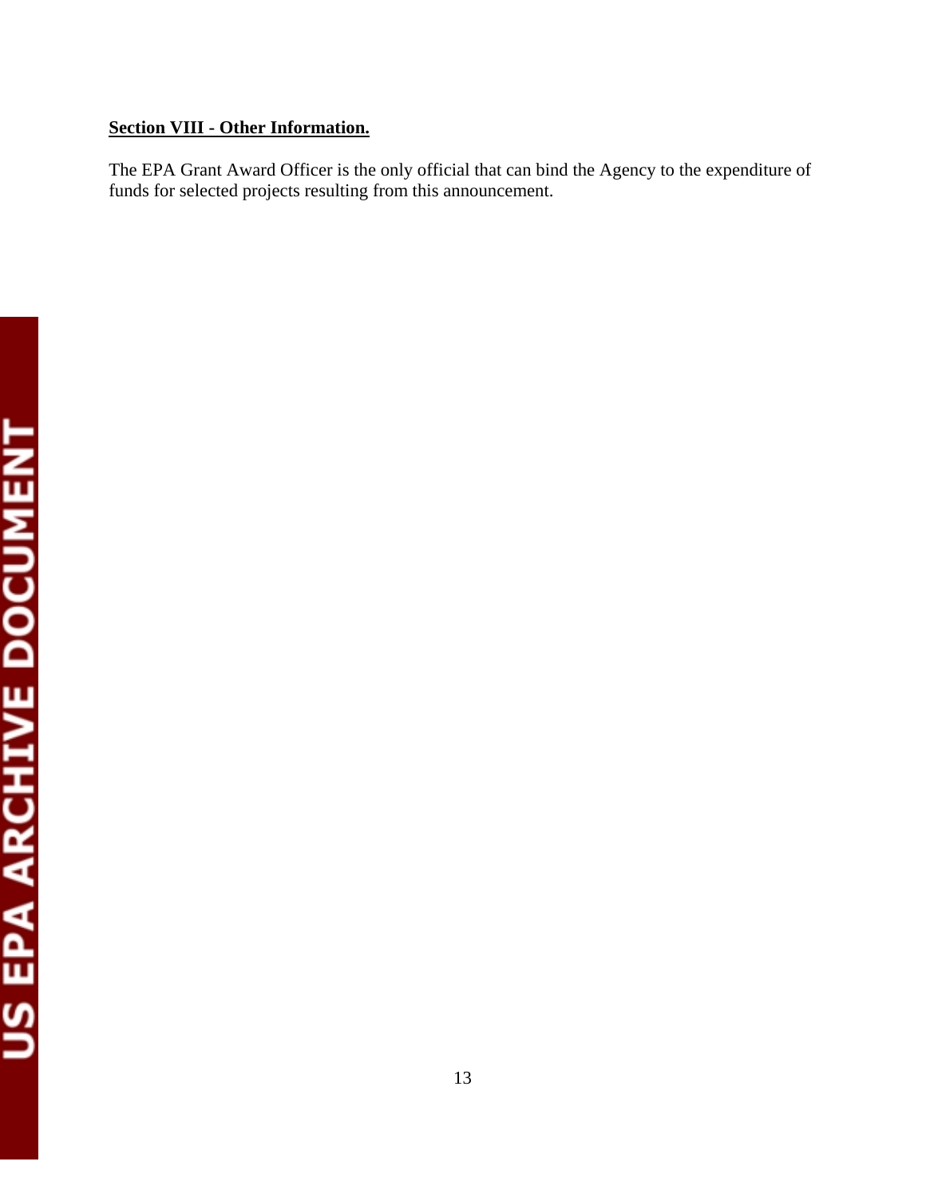**Section VIII - Other Information.**

The EPA Grant Award Officer is the only official that can bind the Agency to the expenditure of funds for selected projects resulting from this announcement.